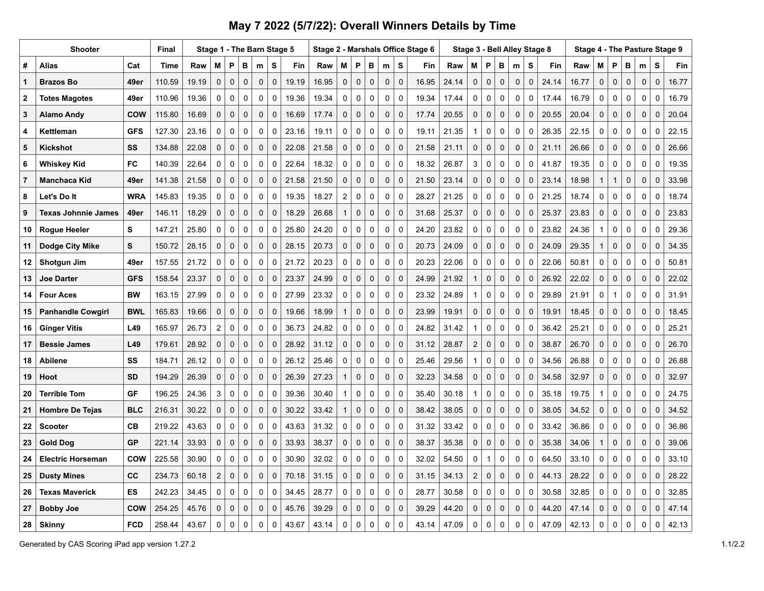# May 7 2022 (5/7/22): Overall Winners Details by Time

| Shooter | | | Final | Stage 1 - The Barn Stage 5 | | | | | | | Stage 2 - Marshals Office Stage 6 | | | | | | | Stage 3 - Bell Alley Stage 8 | | | | | | | Stage 4 - The Pasture Stage 9 | | | | | | |
|---|---|---|---|---|---|---|---|---|---|---|---|---|---|---|---|---|---|---|---|---|---|---|---|---|---|---|---|---|---|---|---|
| # | Alias | Cat | Time | Raw | M | P | B | m | S | Fin | Raw | M | P | B | m | S | Fin | Raw | M | P | B | m | S | Fin | Raw | M | P | B | m | S | Fin |
| 1 | **Brazos Bo** | **49er** | 110.59 | 19.19 | 0 | 0 | 0 | 0 | 0 | 19.19 | 16.95 | 0 | 0 | 0 | 0 | 0 | 16.95 | 24.14 | 0 | 0 | 0 | 0 | 0 | 24.14 | 16.77 | 0 | 0 | 0 | 0 | 0 | 16.77 |
| 2 | **Totes Magotes** | **49er** | 110.96 | 19.36 | 0 | 0 | 0 | 0 | 0 | 19.36 | 19.34 | 0 | 0 | 0 | 0 | 0 | 19.34 | 17.44 | 0 | 0 | 0 | 0 | 0 | 17.44 | 16.79 | 0 | 0 | 0 | 0 | 0 | 16.79 |
| 3 | **Alamo Andy** | **COW** | 115.80 | 16.69 | 0 | 0 | 0 | 0 | 0 | 16.69 | 17.74 | 0 | 0 | 0 | 0 | 0 | 17.74 | 20.55 | 0 | 0 | 0 | 0 | 0 | 20.55 | 20.04 | 0 | 0 | 0 | 0 | 0 | 20.04 |
| 4 | **Kettleman** | **GFS** | 127.30 | 23.16 | 0 | 0 | 0 | 0 | 0 | 23.16 | 19.11 | 0 | 0 | 0 | 0 | 0 | 19.11 | 21.35 | 1 | 0 | 0 | 0 | 0 | 26.35 | 22.15 | 0 | 0 | 0 | 0 | 0 | 22.15 |
| 5 | **Kickshot** | **SS** | 134.88 | 22.08 | 0 | 0 | 0 | 0 | 0 | 22.08 | 21.58 | 0 | 0 | 0 | 0 | 0 | 21.58 | 21.11 | 0 | 0 | 0 | 0 | 0 | 21.11 | 26.66 | 0 | 0 | 0 | 0 | 0 | 26.66 |
| 6 | **Whiskey Kid** | **FC** | 140.39 | 22.64 | 0 | 0 | 0 | 0 | 0 | 22.64 | 18.32 | 0 | 0 | 0 | 0 | 0 | 18.32 | 26.87 | 3 | 0 | 0 | 0 | 0 | 41.87 | 19.35 | 0 | 0 | 0 | 0 | 0 | 19.35 |
| 7 | **Manchaca Kid** | **49er** | 141.38 | 21.58 | 0 | 0 | 0 | 0 | 0 | 21.58 | 21.50 | 0 | 0 | 0 | 0 | 0 | 21.50 | 23.14 | 0 | 0 | 0 | 0 | 0 | 23.14 | 18.98 | 1 | 1 | 0 | 0 | 0 | 33.98 |
| 8 | **Let's Do It** | **WRA** | 145.83 | 19.35 | 0 | 0 | 0 | 0 | 0 | 19.35 | 18.27 | 2 | 0 | 0 | 0 | 0 | 28.27 | 21.25 | 0 | 0 | 0 | 0 | 0 | 21.25 | 18.74 | 0 | 0 | 0 | 0 | 0 | 18.74 |
| 9 | **Texas Johnnie James** | **49er** | 146.11 | 18.29 | 0 | 0 | 0 | 0 | 0 | 18.29 | 26.68 | 1 | 0 | 0 | 0 | 0 | 31.68 | 25.37 | 0 | 0 | 0 | 0 | 0 | 25.37 | 23.83 | 0 | 0 | 0 | 0 | 0 | 23.83 |
| 10 | **Rogue Heeler** | **S** | 147.21 | 25.80 | 0 | 0 | 0 | 0 | 0 | 25.80 | 24.20 | 0 | 0 | 0 | 0 | 0 | 24.20 | 23.82 | 0 | 0 | 0 | 0 | 0 | 23.82 | 24.36 | 1 | 0 | 0 | 0 | 0 | 29.36 |
| 11 | **Dodge City Mike** | **S** | 150.72 | 28.15 | 0 | 0 | 0 | 0 | 0 | 28.15 | 20.73 | 0 | 0 | 0 | 0 | 0 | 20.73 | 24.09 | 0 | 0 | 0 | 0 | 0 | 24.09 | 29.35 | 1 | 0 | 0 | 0 | 0 | 34.35 |
| 12 | **Shotgun Jim** | **49er** | 157.55 | 21.72 | 0 | 0 | 0 | 0 | 0 | 21.72 | 20.23 | 0 | 0 | 0 | 0 | 0 | 20.23 | 22.06 | 0 | 0 | 0 | 0 | 0 | 22.06 | 50.81 | 0 | 0 | 0 | 0 | 0 | 50.81 |
| 13 | **Joe Darter** | **GFS** | 158.54 | 23.37 | 0 | 0 | 0 | 0 | 0 | 23.37 | 24.99 | 0 | 0 | 0 | 0 | 0 | 24.99 | 21.92 | 1 | 0 | 0 | 0 | 0 | 26.92 | 22.02 | 0 | 0 | 0 | 0 | 0 | 22.02 |
| 14 | **Four Aces** | **BW** | 163.15 | 27.99 | 0 | 0 | 0 | 0 | 0 | 27.99 | 23.32 | 0 | 0 | 0 | 0 | 0 | 23.32 | 24.89 | 1 | 0 | 0 | 0 | 0 | 29.89 | 21.91 | 0 | 1 | 0 | 0 | 0 | 31.91 |
| 15 | **Panhandle Cowgirl** | **BWL** | 165.83 | 19.66 | 0 | 0 | 0 | 0 | 0 | 19.66 | 18.99 | 1 | 0 | 0 | 0 | 0 | 23.99 | 19.91 | 0 | 0 | 0 | 0 | 0 | 19.91 | 18.45 | 0 | 0 | 0 | 0 | 0 | 18.45 |
| 16 | **Ginger Vitis** | **L49** | 165.97 | 26.73 | 2 | 0 | 0 | 0 | 0 | 36.73 | 24.82 | 0 | 0 | 0 | 0 | 0 | 24.82 | 31.42 | 1 | 0 | 0 | 0 | 0 | 36.42 | 25.21 | 0 | 0 | 0 | 0 | 0 | 25.21 |
| 17 | **Bessie James** | **L49** | 179.61 | 28.92 | 0 | 0 | 0 | 0 | 0 | 28.92 | 31.12 | 0 | 0 | 0 | 0 | 0 | 31.12 | 28.87 | 2 | 0 | 0 | 0 | 0 | 38.87 | 26.70 | 0 | 0 | 0 | 0 | 0 | 26.70 |
| 18 | **Abilene** | **SS** | 184.71 | 26.12 | 0 | 0 | 0 | 0 | 0 | 26.12 | 25.46 | 0 | 0 | 0 | 0 | 0 | 25.46 | 29.56 | 1 | 0 | 0 | 0 | 0 | 34.56 | 26.88 | 0 | 0 | 0 | 0 | 0 | 26.88 |
| 19 | **Hoot** | **SD** | 194.29 | 26.39 | 0 | 0 | 0 | 0 | 0 | 26.39 | 27.23 | 1 | 0 | 0 | 0 | 0 | 32.23 | 34.58 | 0 | 0 | 0 | 0 | 0 | 34.58 | 32.97 | 0 | 0 | 0 | 0 | 0 | 32.97 |
| 20 | **Terrible Tom** | **GF** | 196.25 | 24.36 | 3 | 0 | 0 | 0 | 0 | 39.36 | 30.40 | 1 | 0 | 0 | 0 | 0 | 35.40 | 30.18 | 1 | 0 | 0 | 0 | 0 | 35.18 | 19.75 | 1 | 0 | 0 | 0 | 0 | 24.75 |
| 21 | **Hombre De Tejas** | **BLC** | 216.31 | 30.22 | 0 | 0 | 0 | 0 | 0 | 30.22 | 33.42 | 1 | 0 | 0 | 0 | 0 | 38.42 | 38.05 | 0 | 0 | 0 | 0 | 0 | 38.05 | 34.52 | 0 | 0 | 0 | 0 | 0 | 34.52 |
| 22 | **Scooter** | **CB** | 219.22 | 43.63 | 0 | 0 | 0 | 0 | 0 | 43.63 | 31.32 | 0 | 0 | 0 | 0 | 0 | 31.32 | 33.42 | 0 | 0 | 0 | 0 | 0 | 33.42 | 36.86 | 0 | 0 | 0 | 0 | 0 | 36.86 |
| 23 | **Gold Dog** | **GP** | 221.14 | 33.93 | 0 | 0 | 0 | 0 | 0 | 33.93 | 38.37 | 0 | 0 | 0 | 0 | 0 | 38.37 | 35.38 | 0 | 0 | 0 | 0 | 0 | 35.38 | 34.06 | 1 | 0 | 0 | 0 | 0 | 39.06 |
| 24 | **Electric Horseman** | **COW** | 225.58 | 30.90 | 0 | 0 | 0 | 0 | 0 | 30.90 | 32.02 | 0 | 0 | 0 | 0 | 0 | 32.02 | 54.50 | 0 | 1 | 0 | 0 | 0 | 64.50 | 33.10 | 0 | 0 | 0 | 0 | 0 | 33.10 |
| 25 | **Dusty Mines** | **CC** | 234.73 | 60.18 | 2 | 0 | 0 | 0 | 0 | 70.18 | 31.15 | 0 | 0 | 0 | 0 | 0 | 31.15 | 34.13 | 2 | 0 | 0 | 0 | 0 | 44.13 | 28.22 | 0 | 0 | 0 | 0 | 0 | 28.22 |
| 26 | **Texas Maverick** | **ES** | 242.23 | 34.45 | 0 | 0 | 0 | 0 | 0 | 34.45 | 28.77 | 0 | 0 | 0 | 0 | 0 | 28.77 | 30.58 | 0 | 0 | 0 | 0 | 0 | 30.58 | 32.85 | 0 | 0 | 0 | 0 | 0 | 32.85 |
| 27 | **Bobby Joe** | **COW** | 254.25 | 45.76 | 0 | 0 | 0 | 0 | 0 | 45.76 | 39.29 | 0 | 0 | 0 | 0 | 0 | 39.29 | 44.20 | 0 | 0 | 0 | 0 | 0 | 44.20 | 47.14 | 0 | 0 | 0 | 0 | 0 | 47.14 |
| 28 | **Skinny** | **FCD** | 258.44 | 43.67 | 0 | 0 | 0 | 0 | 0 | 43.67 | 43.14 | 0 | 0 | 0 | 0 | 0 | 43.14 | 47.09 | 0 | 0 | 0 | 0 | 0 | 47.09 | 42.13 | 0 | 0 | 0 | 0 | 0 | 42.13 |

Generated by CAS Scoring iPad app version 1.27.2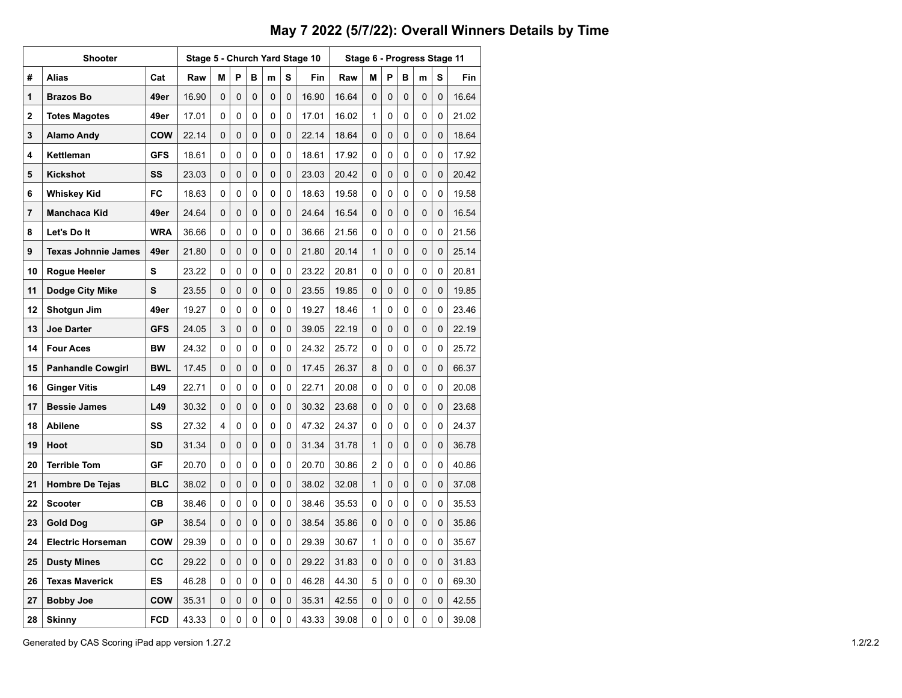# May 7 2022 (5/7/22): Overall Winners Details by Time

| Shooter | | | Stage 5 - Church Yard Stage 10 | | | | | | | Stage 6 - Progress Stage 11 | | | | | | |
|---|---|---|---|---|---|---|---|---|---|---|---|---|---|---|---|---|
| # | Alias | Cat | Raw | M | P | B | m | S | Fin | Raw | M | P | B | m | S | Fin |
| 1 | Brazos Bo | 49er | 16.90 | 0 | 0 | 0 | 0 | 0 | 16.90 | 16.64 | 0 | 0 | 0 | 0 | 0 | 16.64 |
| 2 | Totes Magotes | 49er | 17.01 | 0 | 0 | 0 | 0 | 0 | 17.01 | 16.02 | 1 | 0 | 0 | 0 | 0 | 21.02 |
| 3 | Alamo Andy | COW | 22.14 | 0 | 0 | 0 | 0 | 0 | 22.14 | 18.64 | 0 | 0 | 0 | 0 | 0 | 18.64 |
| 4 | Kettleman | GFS | 18.61 | 0 | 0 | 0 | 0 | 0 | 18.61 | 17.92 | 0 | 0 | 0 | 0 | 0 | 17.92 |
| 5 | Kickshot | SS | 23.03 | 0 | 0 | 0 | 0 | 0 | 23.03 | 20.42 | 0 | 0 | 0 | 0 | 0 | 20.42 |
| 6 | Whiskey Kid | FC | 18.63 | 0 | 0 | 0 | 0 | 0 | 18.63 | 19.58 | 0 | 0 | 0 | 0 | 0 | 19.58 |
| 7 | Manchaca Kid | 49er | 24.64 | 0 | 0 | 0 | 0 | 0 | 24.64 | 16.54 | 0 | 0 | 0 | 0 | 0 | 16.54 |
| 8 | Let's Do It | WRA | 36.66 | 0 | 0 | 0 | 0 | 0 | 36.66 | 21.56 | 0 | 0 | 0 | 0 | 0 | 21.56 |
| 9 | Texas Johnnie James | 49er | 21.80 | 0 | 0 | 0 | 0 | 0 | 21.80 | 20.14 | 1 | 0 | 0 | 0 | 0 | 25.14 |
| 10 | Rogue Heeler | S | 23.22 | 0 | 0 | 0 | 0 | 0 | 23.22 | 20.81 | 0 | 0 | 0 | 0 | 0 | 20.81 |
| 11 | Dodge City Mike | S | 23.55 | 0 | 0 | 0 | 0 | 0 | 23.55 | 19.85 | 0 | 0 | 0 | 0 | 0 | 19.85 |
| 12 | Shotgun Jim | 49er | 19.27 | 0 | 0 | 0 | 0 | 0 | 19.27 | 18.46 | 1 | 0 | 0 | 0 | 0 | 23.46 |
| 13 | Joe Darter | GFS | 24.05 | 3 | 0 | 0 | 0 | 0 | 39.05 | 22.19 | 0 | 0 | 0 | 0 | 0 | 22.19 |
| 14 | Four Aces | BW | 24.32 | 0 | 0 | 0 | 0 | 0 | 24.32 | 25.72 | 0 | 0 | 0 | 0 | 0 | 25.72 |
| 15 | Panhandle Cowgirl | BWL | 17.45 | 0 | 0 | 0 | 0 | 0 | 17.45 | 26.37 | 8 | 0 | 0 | 0 | 0 | 66.37 |
| 16 | Ginger Vitis | L49 | 22.71 | 0 | 0 | 0 | 0 | 0 | 22.71 | 20.08 | 0 | 0 | 0 | 0 | 0 | 20.08 |
| 17 | Bessie James | L49 | 30.32 | 0 | 0 | 0 | 0 | 0 | 30.32 | 23.68 | 0 | 0 | 0 | 0 | 0 | 23.68 |
| 18 | Abilene | SS | 27.32 | 4 | 0 | 0 | 0 | 0 | 47.32 | 24.37 | 0 | 0 | 0 | 0 | 0 | 24.37 |
| 19 | Hoot | SD | 31.34 | 0 | 0 | 0 | 0 | 0 | 31.34 | 31.78 | 1 | 0 | 0 | 0 | 0 | 36.78 |
| 20 | Terrible Tom | GF | 20.70 | 0 | 0 | 0 | 0 | 0 | 20.70 | 30.86 | 2 | 0 | 0 | 0 | 0 | 40.86 |
| 21 | Hombre De Tejas | BLC | 38.02 | 0 | 0 | 0 | 0 | 0 | 38.02 | 32.08 | 1 | 0 | 0 | 0 | 0 | 37.08 |
| 22 | Scooter | CB | 38.46 | 0 | 0 | 0 | 0 | 0 | 38.46 | 35.53 | 0 | 0 | 0 | 0 | 0 | 35.53 |
| 23 | Gold Dog | GP | 38.54 | 0 | 0 | 0 | 0 | 0 | 38.54 | 35.86 | 0 | 0 | 0 | 0 | 0 | 35.86 |
| 24 | Electric Horseman | COW | 29.39 | 0 | 0 | 0 | 0 | 0 | 29.39 | 30.67 | 1 | 0 | 0 | 0 | 0 | 35.67 |
| 25 | Dusty Mines | CC | 29.22 | 0 | 0 | 0 | 0 | 0 | 29.22 | 31.83 | 0 | 0 | 0 | 0 | 0 | 31.83 |
| 26 | Texas Maverick | ES | 46.28 | 0 | 0 | 0 | 0 | 0 | 46.28 | 44.30 | 5 | 0 | 0 | 0 | 0 | 69.30 |
| 27 | Bobby Joe | COW | 35.31 | 0 | 0 | 0 | 0 | 0 | 35.31 | 42.55 | 0 | 0 | 0 | 0 | 0 | 42.55 |
| 28 | Skinny | FCD | 43.33 | 0 | 0 | 0 | 0 | 0 | 43.33 | 39.08 | 0 | 0 | 0 | 0 | 0 | 39.08 |

Generated by CAS Scoring iPad app version 1.27.2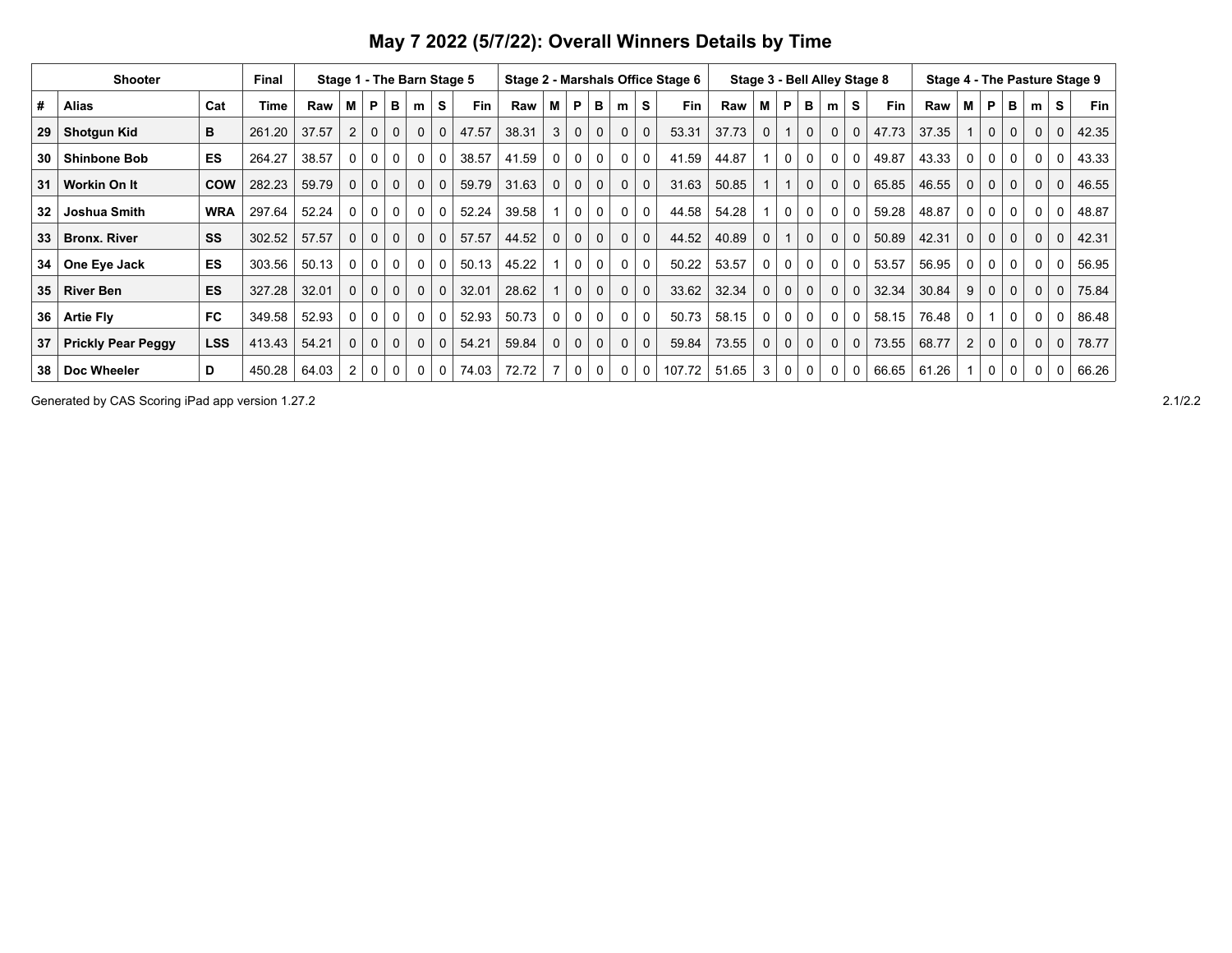# May 7 2022 (5/7/22): Overall Winners Details by Time

| Shooter | | | Final | Stage 1 - The Barn Stage 5 | | | | | | | Stage 2 - Marshals Office Stage 6 | | | | | | | Stage 3 - Bell Alley Stage 8 | | | | | | | Stage 4 - The Pasture Stage 9 | | | | | | |
|---|---|---|---|---|---|---|---|---|---|---|---|---|---|---|---|---|---|---|---|---|---|---|---|---|---|---|---|---|---|---|---|
| # | Alias | Cat | Time | Raw | M | P | B | m | S | Fin | Raw | M | P | B | m | S | Fin | Raw | M | P | B | m | S | Fin | Raw | M | P | B | m | S | Fin |
| 29 | Shotgun Kid | B | 261.20 | 37.57 | 2 | 0 | 0 | 0 | 0 | 47.57 | 38.31 | 3 | 0 | 0 | 0 | 0 | 53.31 | 37.73 | 0 | 1 | 0 | 0 | 0 | 47.73 | 37.35 | 1 | 0 | 0 | 0 | 0 | 42.35 |
| 30 | Shinbone Bob | ES | 264.27 | 38.57 | 0 | 0 | 0 | 0 | 0 | 38.57 | 41.59 | 0 | 0 | 0 | 0 | 0 | 41.59 | 44.87 | 1 | 0 | 0 | 0 | 0 | 49.87 | 43.33 | 0 | 0 | 0 | 0 | 0 | 43.33 |
| 31 | Workin On It | COW | 282.23 | 59.79 | 0 | 0 | 0 | 0 | 0 | 59.79 | 31.63 | 0 | 0 | 0 | 0 | 0 | 31.63 | 50.85 | 1 | 1 | 0 | 0 | 0 | 65.85 | 46.55 | 0 | 0 | 0 | 0 | 0 | 46.55 |
| 32 | Joshua Smith | WRA | 297.64 | 52.24 | 0 | 0 | 0 | 0 | 0 | 52.24 | 39.58 | 1 | 0 | 0 | 0 | 0 | 44.58 | 54.28 | 1 | 0 | 0 | 0 | 0 | 59.28 | 48.87 | 0 | 0 | 0 | 0 | 0 | 48.87 |
| 33 | Bronx. River | SS | 302.52 | 57.57 | 0 | 0 | 0 | 0 | 0 | 57.57 | 44.52 | 0 | 0 | 0 | 0 | 0 | 44.52 | 40.89 | 0 | 1 | 0 | 0 | 0 | 50.89 | 42.31 | 0 | 0 | 0 | 0 | 0 | 42.31 |
| 34 | One Eye Jack | ES | 303.56 | 50.13 | 0 | 0 | 0 | 0 | 0 | 50.13 | 45.22 | 1 | 0 | 0 | 0 | 0 | 50.22 | 53.57 | 0 | 0 | 0 | 0 | 0 | 53.57 | 56.95 | 0 | 0 | 0 | 0 | 0 | 56.95 |
| 35 | River Ben | ES | 327.28 | 32.01 | 0 | 0 | 0 | 0 | 0 | 32.01 | 28.62 | 1 | 0 | 0 | 0 | 0 | 33.62 | 32.34 | 0 | 0 | 0 | 0 | 0 | 32.34 | 30.84 | 9 | 0 | 0 | 0 | 0 | 75.84 |
| 36 | Artie Fly | FC | 349.58 | 52.93 | 0 | 0 | 0 | 0 | 0 | 52.93 | 50.73 | 0 | 0 | 0 | 0 | 0 | 50.73 | 58.15 | 0 | 0 | 0 | 0 | 0 | 58.15 | 76.48 | 0 | 1 | 0 | 0 | 0 | 86.48 |
| 37 | Prickly Pear Peggy | LSS | 413.43 | 54.21 | 0 | 0 | 0 | 0 | 0 | 54.21 | 59.84 | 0 | 0 | 0 | 0 | 0 | 59.84 | 73.55 | 0 | 0 | 0 | 0 | 0 | 73.55 | 68.77 | 2 | 0 | 0 | 0 | 0 | 78.77 |
| 38 | Doc Wheeler | D | 450.28 | 64.03 | 2 | 0 | 0 | 0 | 0 | 74.03 | 72.72 | 7 | 0 | 0 | 0 | 0 | 107.72 | 51.65 | 3 | 0 | 0 | 0 | 0 | 66.65 | 61.26 | 1 | 0 | 0 | 0 | 0 | 66.26 |

Generated by CAS Scoring iPad app version 1.27.2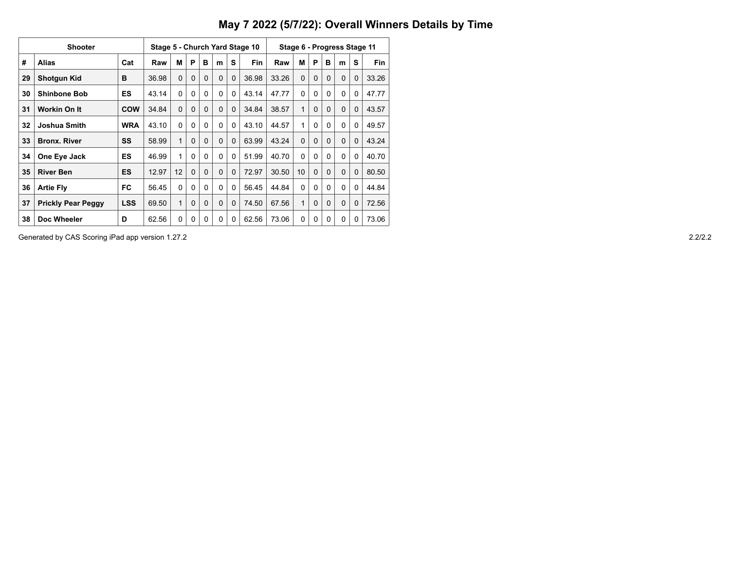# May 7 2022 (5/7/22): Overall Winners Details by Time

| Shooter | | | Stage 5 - Church Yard Stage 10 | | | | | | | Stage 6 - Progress Stage 11 | | | | | | |
|---|---|---|---|---|---|---|---|---|---|---|---|---|---|---|---|---|
| # | Alias | Cat | Raw | M | P | B | m | S | Fin | Raw | M | P | B | m | S | Fin |
| 29 | Shotgun Kid | B | 36.98 | 0 | 0 | 0 | 0 | 0 | 36.98 | 33.26 | 0 | 0 | 0 | 0 | 0 | 33.26 |
| 30 | Shinbone Bob | ES | 43.14 | 0 | 0 | 0 | 0 | 0 | 43.14 | 47.77 | 0 | 0 | 0 | 0 | 0 | 47.77 |
| 31 | Workin On It | COW | 34.84 | 0 | 0 | 0 | 0 | 0 | 34.84 | 38.57 | 1 | 0 | 0 | 0 | 0 | 43.57 |
| 32 | Joshua Smith | WRA | 43.10 | 0 | 0 | 0 | 0 | 0 | 43.10 | 44.57 | 1 | 0 | 0 | 0 | 0 | 49.57 |
| 33 | Bronx. River | SS | 58.99 | 1 | 0 | 0 | 0 | 0 | 63.99 | 43.24 | 0 | 0 | 0 | 0 | 0 | 43.24 |
| 34 | One Eye Jack | ES | 46.99 | 1 | 0 | 0 | 0 | 0 | 51.99 | 40.70 | 0 | 0 | 0 | 0 | 0 | 40.70 |
| 35 | River Ben | ES | 12.97 | 12 | 0 | 0 | 0 | 0 | 72.97 | 30.50 | 10 | 0 | 0 | 0 | 0 | 80.50 |
| 36 | Artie Fly | FC | 56.45 | 0 | 0 | 0 | 0 | 0 | 56.45 | 44.84 | 0 | 0 | 0 | 0 | 0 | 44.84 |
| 37 | Prickly Pear Peggy | LSS | 69.50 | 1 | 0 | 0 | 0 | 0 | 74.50 | 67.56 | 1 | 0 | 0 | 0 | 0 | 72.56 |
| 38 | Doc Wheeler | D | 62.56 | 0 | 0 | 0 | 0 | 0 | 62.56 | 73.06 | 0 | 0 | 0 | 0 | 0 | 73.06 |

Generated by CAS Scoring iPad app version 1.27.2